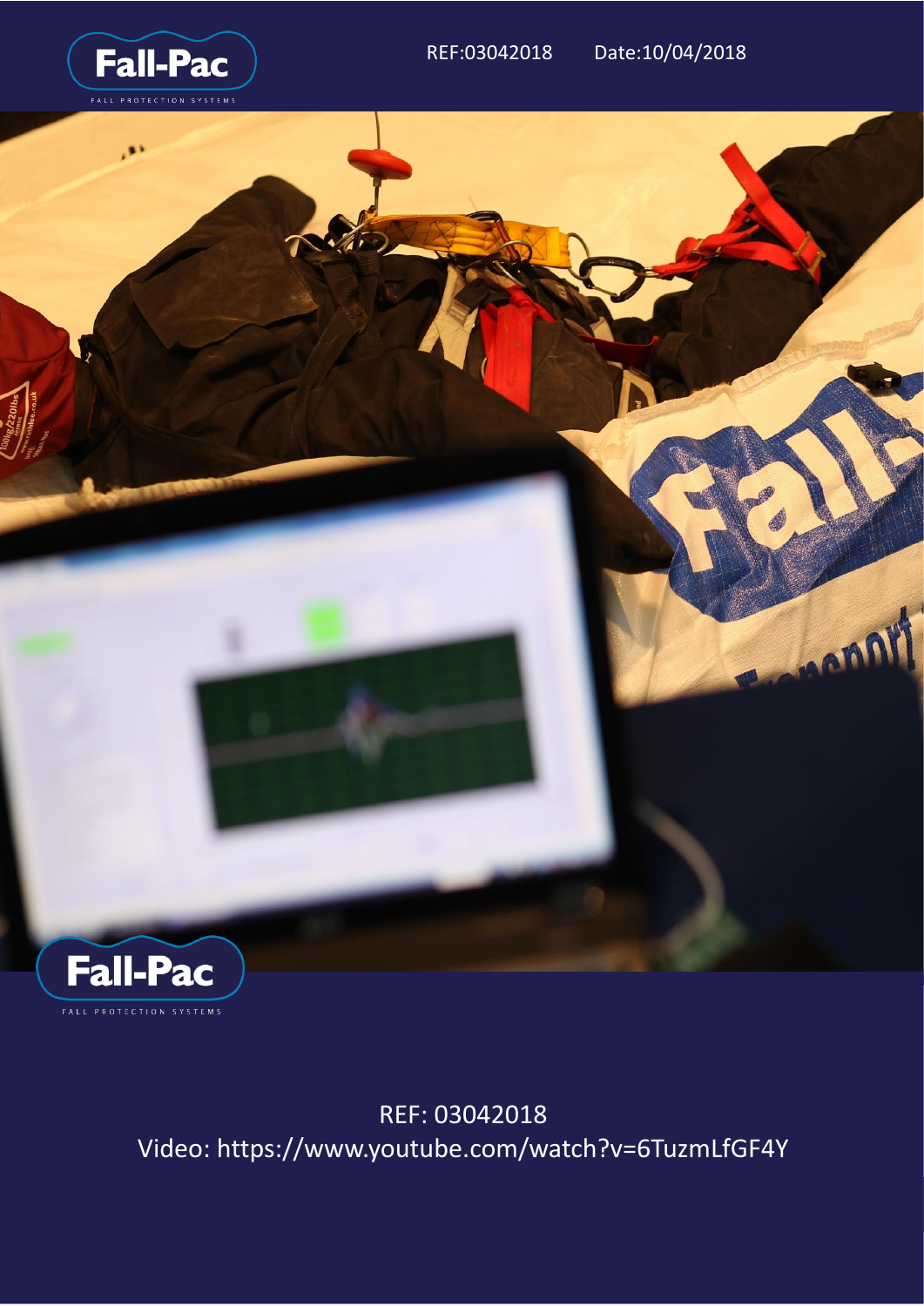Fall-Pac

FALL PROTECTION SYSTEMS

REF:03042018 Date:10/04/2018

Fall-Pac

FALL PROTECTION SYSTEMS

REF: 03042018

Video: https://www.youtube.com/watch?v=6TuzmLfGF4Y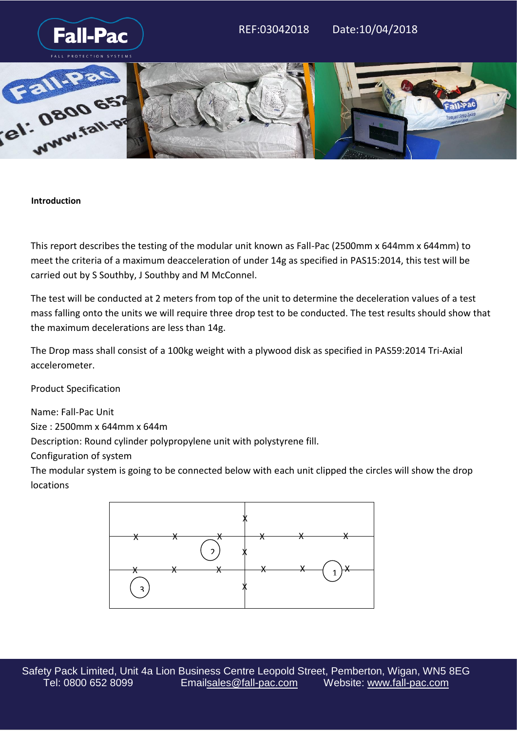**Introduction**

This report describes the testing of the modular unit known as Fall-Pac (2500mm x 644mm x 644mm) to meet the criteria of a maximum deacceleration of under 14g as specified in PAS15:2014, this test will be carried out by S Southby, J Southby and M McConnel.

The test will be conducted at 2 meters from top of the unit to determine the deceleration values of a test mass falling onto the units we will require three drop test to be conducted. The test results should show that the maximum decelerations are less than 14g.

The Drop mass shall consist of a 100kg weight with a plywood disk as specified in PAS59:2014 Tri-Axial accelerometer.

Product Specification

Name: Fall-Pac Unit
Size : 2500mm x 644mm x 644m
Description: Round cylinder polypropylene unit with polystyrene fill.
Configuration of system
The modular system is going to be connected below with each unit clipped the circles will show the drop locations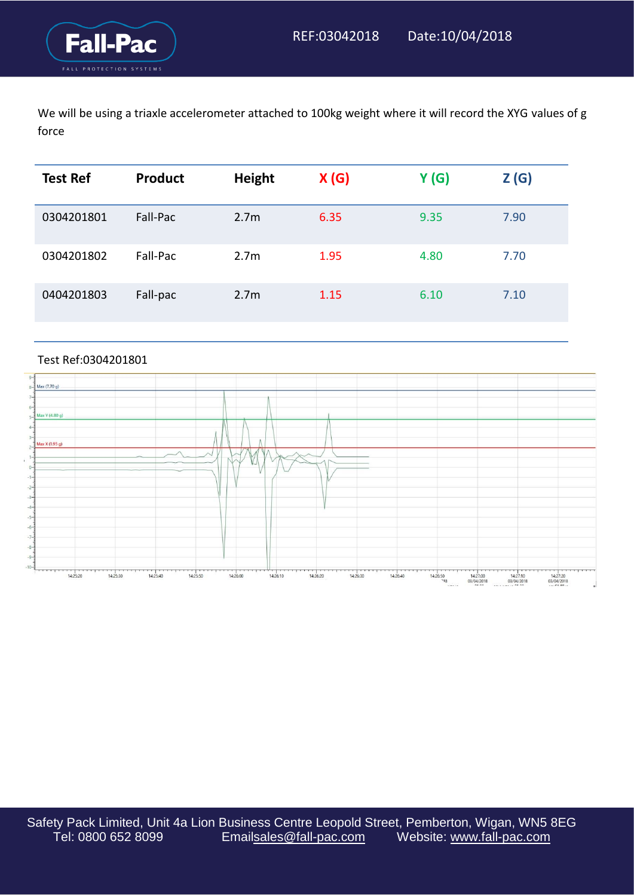We will be using a triaxle accelerometer attached to 100kg weight where it will record the XYG values of g force

| Test Ref | Product | Height | X (G) | Y (G) | Z (G) |
|---|---|---|---|---|---|
| 0304201801 | Fall-Pac | 2.7m | 6.35 | 9.35 | 7.90 |
| 0304201802 | Fall-Pac | 2.7m | 1.95 | 4.80 | 7.70 |
| 0404201803 | Fall-pac | 2.7m | 1.15 | 6.10 | 7.10 |

Test Ref:0304201801

Max (7.70 g)

Max Y (4.80 g)

Max X (1.95 g)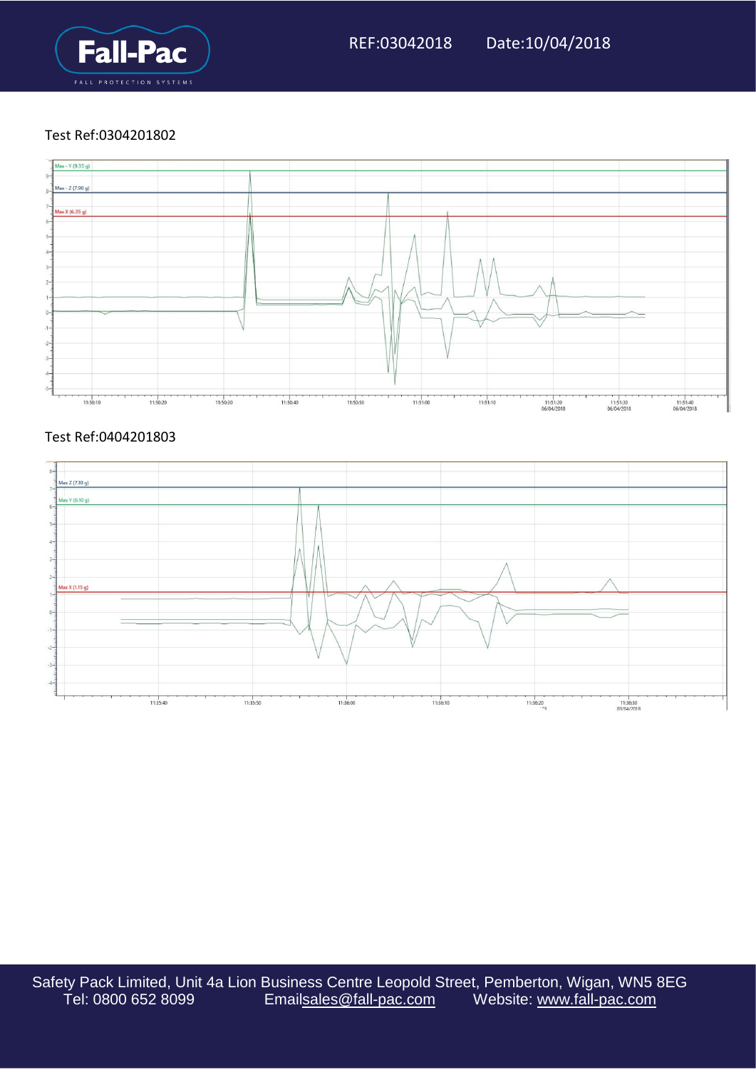Test Ref:0304201802

Max - Y (9.35 g)
Max - Z (7.90 g)
Max X (6.35 g)

9
8
7
6
5
4
3
2
1
0
-1
-2
-3
-4
-5

11:50:10
11:50:20
11:50:30
11:50:40
11:50:50
11:51:00
11:51:10
11:51:20 06/04/2018
11:51:30 06/04/2018
11:51:40 06/04/2018

Test Ref:0404201803

Max Z (7.10 g)
Max Y (6.10 g)
Max X (1.15 g)

8
7
6
5
4
3
2
1
0
-1
-2
-3
-4

11:35:40
11:35:50
11:36:00
11:36:10
11:36:20
11:36:30 03/04/2018